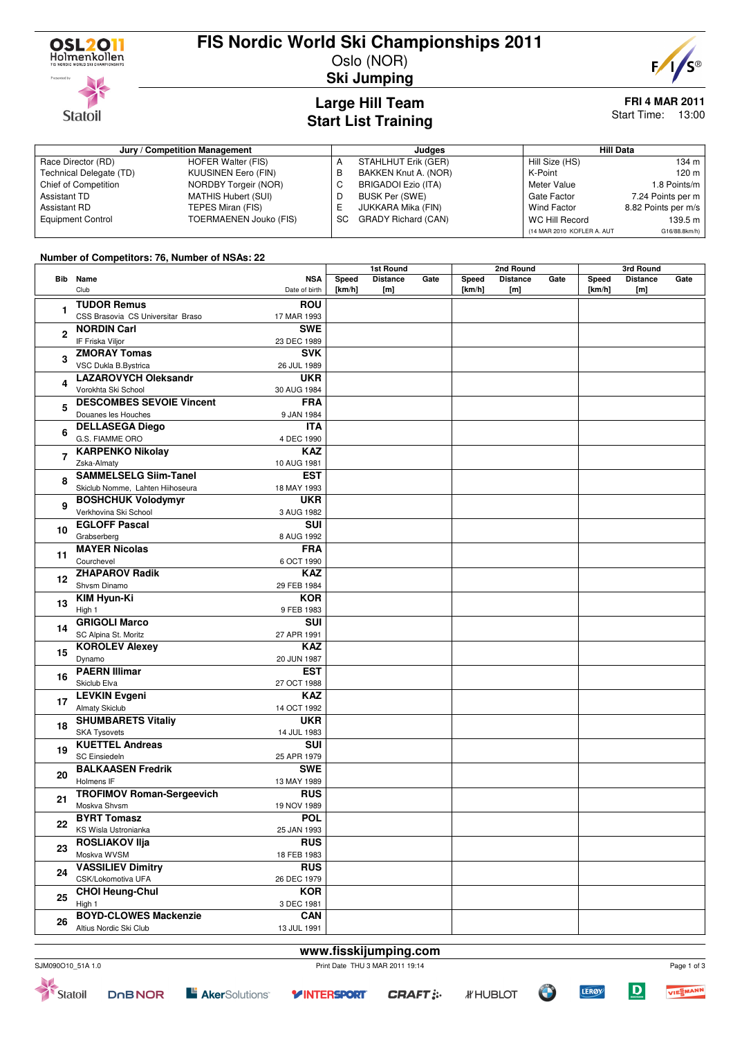# FIS Nordic World Ski Championships 2011

Oslo (NOR)

## Ski Jumping

### Large Hill Team
### Start List Training

**FRI 4 MAR 2011**
Start Time: 13:00

| Jury / Competition Management | | Judges | | Hill Data | |
|---|---|---|---|---|---|
| Race Director (RD) | HOFER Walter (FIS) | A | STAHLHUT Erik (GER) | Hill Size (HS) | 134 m |
| Technical Delegate (TD) | KUUSINEN Eero (FIN) | B | BAKKEN Knut A. (NOR) | K-Point | 120 m |
| Chief of Competition | NORDBY Torgeir (NOR) | C | BRIGADOI Ezio (ITA) | Meter Value | 1.8 Points/m |
| Assistant TD | MATHIS Hubert (SUI) | D | BUSK Per (SWE) | Gate Factor | 7.24 Points per m |
| Assistant RD | TEPES Miran (FIS) | E | JUKKARA Mika (FIN) | Wind Factor | 8.82 Points per m/s |
| Equipment Control | TOERMAENEN Jouko (FIS) | SC | GRADY Richard (CAN) | WC Hill Record | 139.5 m |
| | | | | (14 MAR 2010 KOFLER A. AUT | G16/88.8km/h) |

**Number of Competitors: 76, Number of NSAs: 22**

| Bib | Name / Club | NSA / Date of birth | 1st Round Speed [km/h] | 1st Round Distance [m] | 1st Round Gate | 2nd Round Speed [km/h] | 2nd Round Distance [m] | 2nd Round Gate | 3rd Round Speed [km/h] | 3rd Round Distance [m] | 3rd Round Gate |
|---|---|---|---|---|---|---|---|---|---|---|---|
| 1 | **TUDOR Remus** CSS Brasovia CS Universitar Braso | **ROU** 17 MAR 1993 | | | | | | | | | |
| 2 | **NORDIN Carl** IF Friska Viljor | **SWE** 23 DEC 1989 | | | | | | | | | |
| 3 | **ZMORAY Tomas** VSC Dukla B.Bystrica | **SVK** 26 JUL 1989 | | | | | | | | | |
| 4 | **LAZAROVYCH Oleksandr** Vorokhta Ski School | **UKR** 30 AUG 1984 | | | | | | | | | |
| 5 | **DESCOMBES SEVOIE Vincent** Douanes les Houches | **FRA** 9 JAN 1984 | | | | | | | | | |
| 6 | **DELLASEGA Diego** G.S. FIAMME ORO | **ITA** 4 DEC 1990 | | | | | | | | | |
| 7 | **KARPENKO Nikolay** Zska-Almaty | **KAZ** 10 AUG 1981 | | | | | | | | | |
| 8 | **SAMMELSELG Siim-Tanel** Skiclub Nomme, Lahten Hiihoseura | **EST** 18 MAY 1993 | | | | | | | | | |
| 9 | **BOSHCHUK Volodymyr** Verkhovina Ski School | **UKR** 3 AUG 1982 | | | | | | | | | |
| 10 | **EGLOFF Pascal** Grabserberg | **SUI** 8 AUG 1992 | | | | | | | | | |
| 11 | **MAYER Nicolas** Courchevel | **FRA** 6 OCT 1990 | | | | | | | | | |
| 12 | **ZHAPAROV Radik** Shvsm Dinamo | **KAZ** 29 FEB 1984 | | | | | | | | | |
| 13 | **KIM Hyun-Ki** High 1 | **KOR** 9 FEB 1983 | | | | | | | | | |
| 14 | **GRIGOLI Marco** SC Alpina St. Moritz | **SUI** 27 APR 1991 | | | | | | | | | |
| 15 | **KOROLEV Alexey** Dynamo | **KAZ** 20 JUN 1987 | | | | | | | | | |
| 16 | **PAERN Illimar** Skiclub Elva | **EST** 27 OCT 1988 | | | | | | | | | |
| 17 | **LEVKIN Evgeni** Almaty Skiclub | **KAZ** 14 OCT 1992 | | | | | | | | | |
| 18 | **SHUMBARETS Vitaliy** SKA Tysovets | **UKR** 14 JUL 1983 | | | | | | | | | |
| 19 | **KUETTEL Andreas** SC Einsiedeln | **SUI** 25 APR 1979 | | | | | | | | | |
| 20 | **BALKAASEN Fredrik** Holmens IF | **SWE** 13 MAY 1989 | | | | | | | | | |
| 21 | **TROFIMOV Roman-Sergeevich** Moskva Shvsm | **RUS** 19 NOV 1989 | | | | | | | | | |
| 22 | **BYRT Tomasz** KS Wisla Ustronianka | **POL** 25 JAN 1993 | | | | | | | | | |
| 23 | **ROSLIAKOV Ilja** Moskva WVSM | **RUS** 18 FEB 1983 | | | | | | | | | |
| 24 | **VASSILIEV Dimitry** CSK/Lokomotiva UFA | **RUS** 26 DEC 1979 | | | | | | | | | |
| 25 | **CHOI Heung-Chul** High 1 | **KOR** 3 DEC 1981 | | | | | | | | | |
| 26 | **BOYD-CLOWES Mackenzie** Altius Nordic Ski Club | **CAN** 13 JUL 1991 | | | | | | | | | |

www.fisskijumping.com

SJM090O10_51A 1.0 Print Date THU 3 MAR 2011 19:14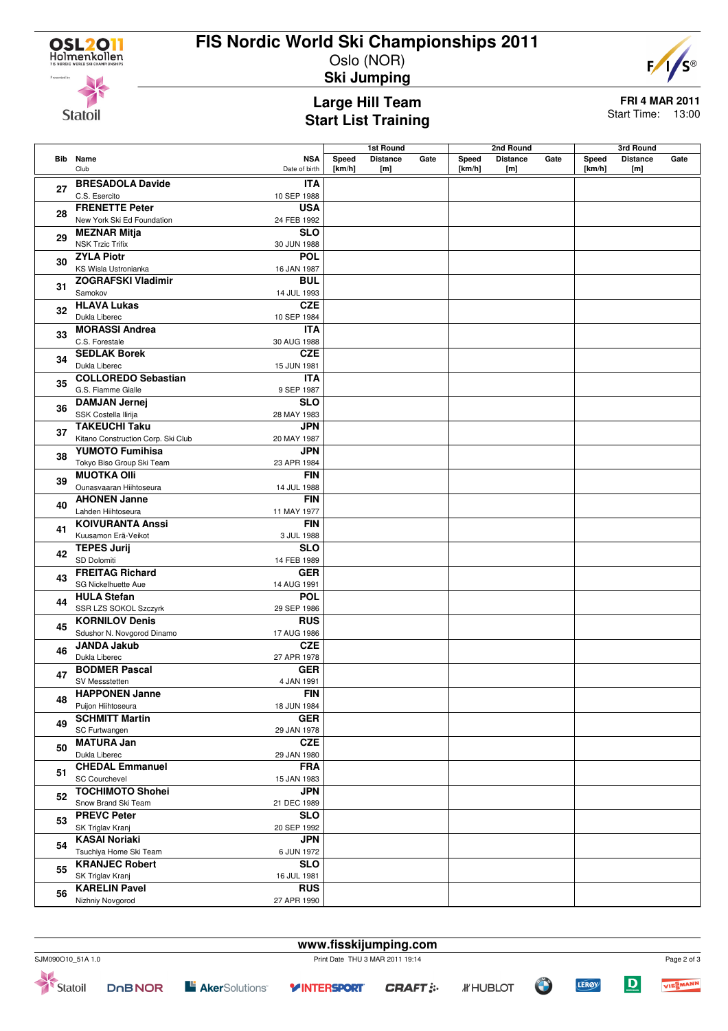# FIS Nordic World Ski Championships 2011

Oslo (NOR)

**Ski Jumping**

## Large Hill Team
## Start List Training

**FRI 4 MAR 2011**
Start Time: 13:00

| Bib | Name / Club | NSA / Date of birth | 1st Round Speed [km/h] | 1st Round Distance [m] | 1st Round Gate | 2nd Round Speed [km/h] | 2nd Round Distance [m] | 2nd Round Gate | 3rd Round Speed [km/h] | 3rd Round Distance [m] | 3rd Round Gate |
|---|---|---|---|---|---|---|---|---|---|---|---|
| 27 | **BRESADOLA Davide**<br>C.S. Esercito | **ITA**<br>10 SEP 1988 | | | | | | | | | |
| 28 | **FRENETTE Peter**<br>New York Ski Ed Foundation | **USA**<br>24 FEB 1992 | | | | | | | | | |
| 29 | **MEZNAR Mitja**<br>NSK Trzic Trifix | **SLO**<br>30 JUN 1988 | | | | | | | | | |
| 30 | **ZYLA Piotr**<br>KS Wisla Ustronianka | **POL**<br>16 JAN 1987 | | | | | | | | | |
| 31 | **ZOGRAFSKI Vladimir**<br>Samokov | **BUL**<br>14 JUL 1993 | | | | | | | | | |
| 32 | **HLAVA Lukas**<br>Dukla Liberec | **CZE**<br>10 SEP 1984 | | | | | | | | | |
| 33 | **MORASSI Andrea**<br>C.S. Forestale | **ITA**<br>30 AUG 1988 | | | | | | | | | |
| 34 | **SEDLAK Borek**<br>Dukla Liberec | **CZE**<br>15 JUN 1981 | | | | | | | | | |
| 35 | **COLLOREDO Sebastian**<br>G.S. Fiamme Gialle | **ITA**<br>9 SEP 1987 | | | | | | | | | |
| 36 | **DAMJAN Jernej**<br>SSK Costella Ilirija | **SLO**<br>28 MAY 1983 | | | | | | | | | |
| 37 | **TAKEUCHI Taku**<br>Kitano Construction Corp. Ski Club | **JPN**<br>20 MAY 1987 | | | | | | | | | |
| 38 | **YUMOTO Fumihisa**<br>Tokyo Biso Group Ski Team | **JPN**<br>23 APR 1984 | | | | | | | | | |
| 39 | **MUOTKA Olli**<br>Ounasvaaran Hiihtoseura | **FIN**<br>14 JUL 1988 | | | | | | | | | |
| 40 | **AHONEN Janne**<br>Lahden Hiihtoseura | **FIN**<br>11 MAY 1977 | | | | | | | | | |
| 41 | **KOIVURANTA Anssi**<br>Kuusamon Erä-Veikot | **FIN**<br>3 JUL 1988 | | | | | | | | | |
| 42 | **TEPES Jurij**<br>SD Dolomiti | **SLO**<br>14 FEB 1989 | | | | | | | | | |
| 43 | **FREITAG Richard**<br>SG Nickelhuette Aue | **GER**<br>14 AUG 1991 | | | | | | | | | |
| 44 | **HULA Stefan**<br>SSR LZS SOKOL Szczyrk | **POL**<br>29 SEP 1986 | | | | | | | | | |
| 45 | **KORNILOV Denis**<br>Sdushor N. Novgorod Dinamo | **RUS**<br>17 AUG 1986 | | | | | | | | | |
| 46 | **JANDA Jakub**<br>Dukla Liberec | **CZE**<br>27 APR 1978 | | | | | | | | | |
| 47 | **BODMER Pascal**<br>SV Messstetten | **GER**<br>4 JAN 1991 | | | | | | | | | |
| 48 | **HAPPONEN Janne**<br>Puijon Hiihtoseura | **FIN**<br>18 JUN 1984 | | | | | | | | | |
| 49 | **SCHMITT Martin**<br>SC Furtwangen | **GER**<br>29 JAN 1978 | | | | | | | | | |
| 50 | **MATURA Jan**<br>Dukla Liberec | **CZE**<br>29 JAN 1980 | | | | | | | | | |
| 51 | **CHEDAL Emmanuel**<br>SC Courchevel | **FRA**<br>15 JAN 1983 | | | | | | | | | |
| 52 | **TOCHIMOTO Shohei**<br>Snow Brand Ski Team | **JPN**<br>21 DEC 1989 | | | | | | | | | |
| 53 | **PREVC Peter**<br>SK Triglav Kranj | **SLO**<br>20 SEP 1992 | | | | | | | | | |
| 54 | **KASAI Noriaki**<br>Tsuchiya Home Ski Team | **JPN**<br>6 JUN 1972 | | | | | | | | | |
| 55 | **KRANJEC Robert**<br>SK Triglav Kranj | **SLO**<br>16 JUL 1981 | | | | | | | | | |
| 56 | **KARELIN Pavel**<br>Nizhniy Novgorod | **RUS**<br>27 APR 1990 | | | | | | | | | |

www.fisskijumping.com

SJM090O10_51A 1.0 Print Date THU 3 MAR 2011 19:14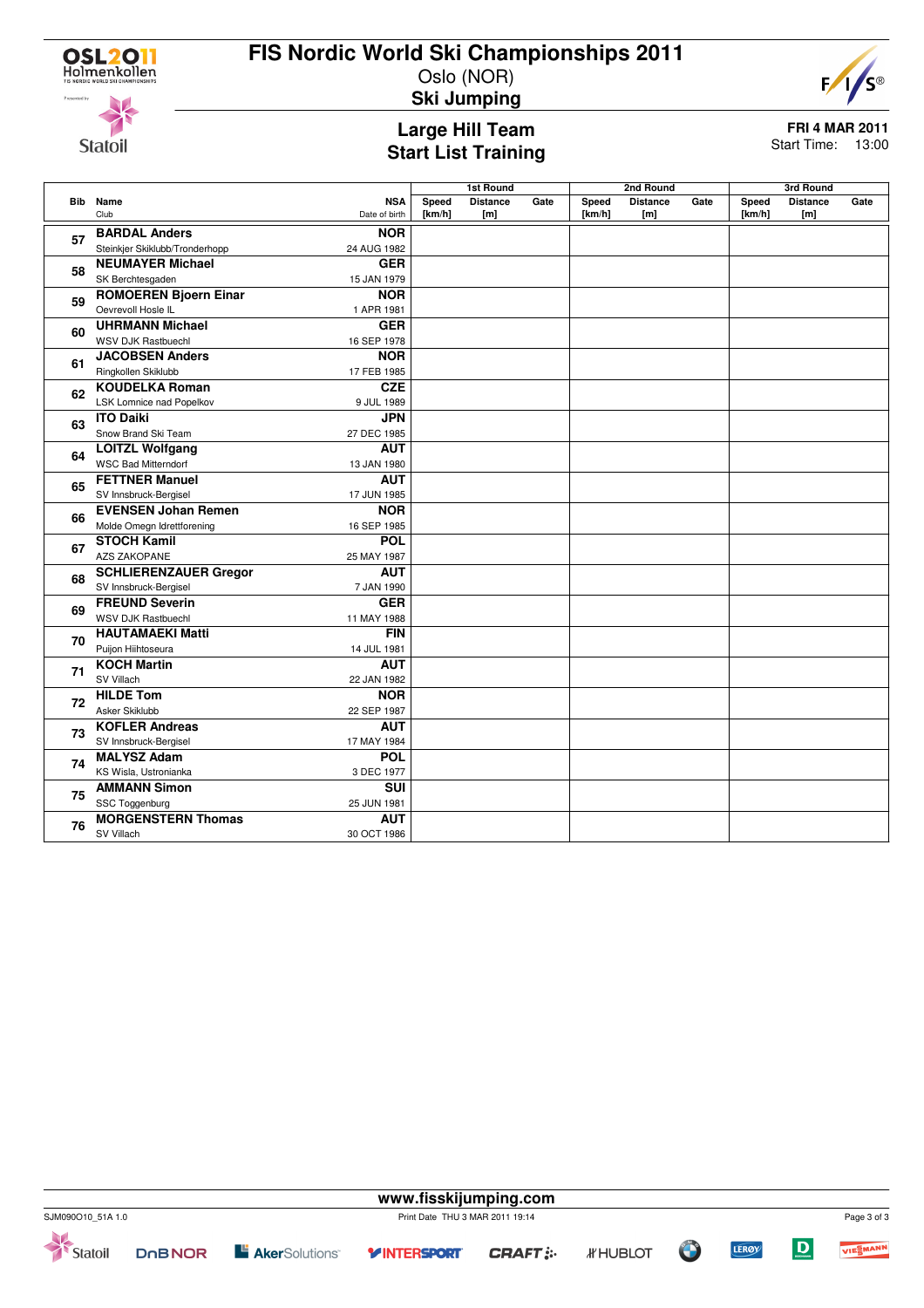# FIS Nordic World Ski Championships 2011

Oslo (NOR)

**Ski Jumping**

## Large Hill Team
## Start List Training

**FRI 4 MAR 2011**
Start Time: 13:00

| Bib | Name / Club | NSA / Date of birth | 1st Round Speed [km/h] | 1st Round Distance [m] | 1st Round Gate | 2nd Round Speed [km/h] | 2nd Round Distance [m] | 2nd Round Gate | 3rd Round Speed [km/h] | 3rd Round Distance [m] | 3rd Round Gate |
|---|---|---|---|---|---|---|---|---|---|---|---|
| 57 | **BARDAL Anders**<br>Steinkjer Skiklubb/Tronderhopp | **NOR**<br>24 AUG 1982 | | | | | | | | | |
| 58 | **NEUMAYER Michael**<br>SK Berchtesgaden | **GER**<br>15 JAN 1979 | | | | | | | | | |
| 59 | **ROMOEREN Bjoern Einar**<br>Oevrevoll Hosle IL | **NOR**<br>1 APR 1981 | | | | | | | | | |
| 60 | **UHRMANN Michael**<br>WSV DJK Rastbuechl | **GER**<br>16 SEP 1978 | | | | | | | | | |
| 61 | **JACOBSEN Anders**<br>Ringkollen Skiklubb | **NOR**<br>17 FEB 1985 | | | | | | | | | |
| 62 | **KOUDELKA Roman**<br>LSK Lomnice nad Popelkov | **CZE**<br>9 JUL 1989 | | | | | | | | | |
| 63 | **ITO Daiki**<br>Snow Brand Ski Team | **JPN**<br>27 DEC 1985 | | | | | | | | | |
| 64 | **LOITZL Wolfgang**<br>WSC Bad Mitterndorf | **AUT**<br>13 JAN 1980 | | | | | | | | | |
| 65 | **FETTNER Manuel**<br>SV Innsbruck-Bergisel | **AUT**<br>17 JUN 1985 | | | | | | | | | |
| 66 | **EVENSEN Johan Remen**<br>Molde Omegn Idrettforening | **NOR**<br>16 SEP 1985 | | | | | | | | | |
| 67 | **STOCH Kamil**<br>AZS ZAKOPANE | **POL**<br>25 MAY 1987 | | | | | | | | | |
| 68 | **SCHLIERENZAUER Gregor**<br>SV Innsbruck-Bergisel | **AUT**<br>7 JAN 1990 | | | | | | | | | |
| 69 | **FREUND Severin**<br>WSV DJK Rastbuechl | **GER**<br>11 MAY 1988 | | | | | | | | | |
| 70 | **HAUTAMAEKI Matti**<br>Puijon Hiihtoseura | **FIN**<br>14 JUL 1981 | | | | | | | | | |
| 71 | **KOCH Martin**<br>SV Villach | **AUT**<br>22 JAN 1982 | | | | | | | | | |
| 72 | **HILDE Tom**<br>Asker Skiklubb | **NOR**<br>22 SEP 1987 | | | | | | | | | |
| 73 | **KOFLER Andreas**<br>SV Innsbruck-Bergisel | **AUT**<br>17 MAY 1984 | | | | | | | | | |
| 74 | **MALYSZ Adam**<br>KS Wisla, Ustronianka | **POL**<br>3 DEC 1977 | | | | | | | | | |
| 75 | **AMMANN Simon**<br>SSC Toggenburg | **SUI**<br>25 JUN 1981 | | | | | | | | | |
| 76 | **MORGENSTERN Thomas**<br>SV Villach | **AUT**<br>30 OCT 1986 | | | | | | | | | |

www.fisskijumping.com

SJM090O10_51A 1.0 Print Date THU 3 MAR 2011 19:14